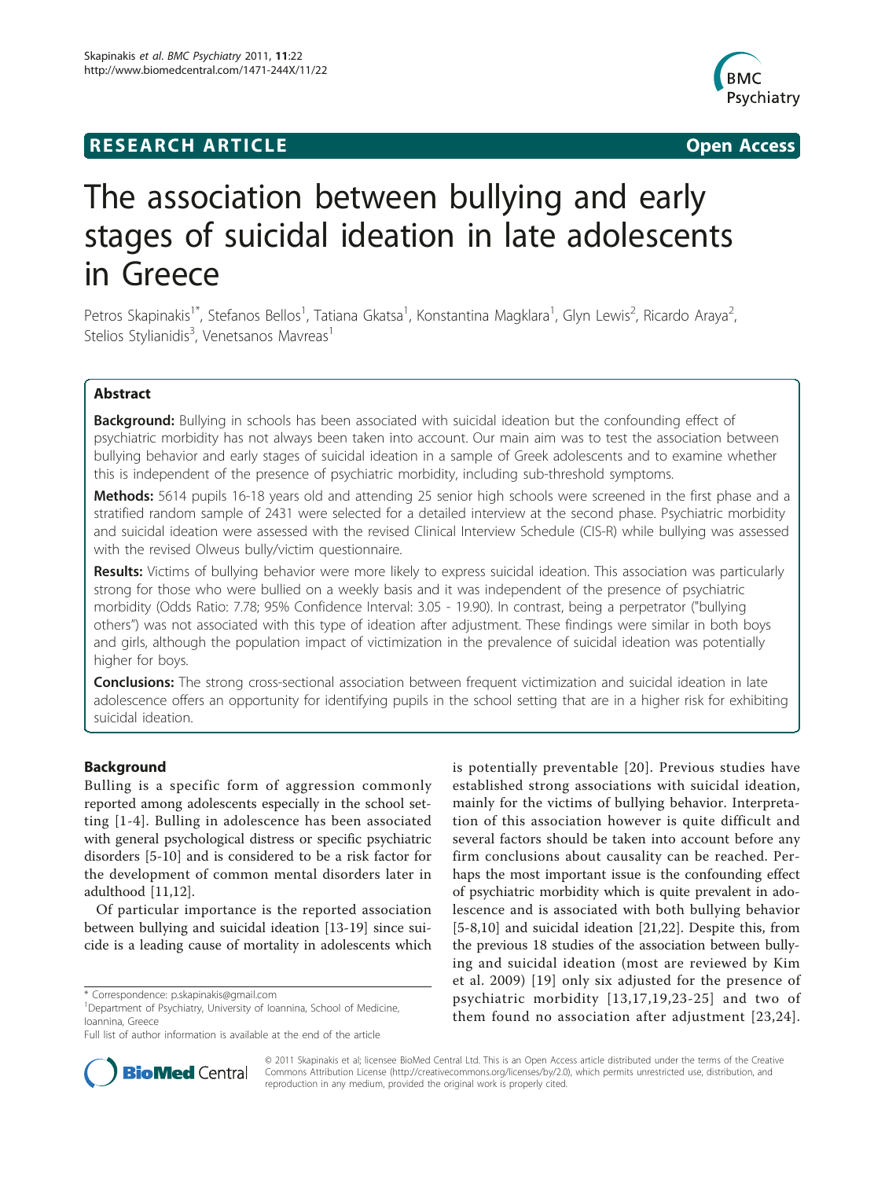**RESEARCH ARTICLE** **Open Access**

# The association between bullying and early stages of suicidal ideation in late adolescents in Greece

Petros Skapinakis[1*], Stefanos Bellos[1], Tatiana Gkatsa[1], Konstantina Magklara[1], Glyn Lewis[2], Ricardo Araya[2], Stelios Stylianidis[3], Venetsanos Mavreas[1]

## Abstract

**Background:** Bullying in schools has been associated with suicidal ideation but the confounding effect of psychiatric morbidity has not always been taken into account. Our main aim was to test the association between bullying behavior and early stages of suicidal ideation in a sample of Greek adolescents and to examine whether this is independent of the presence of psychiatric morbidity, including sub-threshold symptoms.

**Methods:** 5614 pupils 16-18 years old and attending 25 senior high schools were screened in the first phase and a stratified random sample of 2431 were selected for a detailed interview at the second phase. Psychiatric morbidity and suicidal ideation were assessed with the revised Clinical Interview Schedule (CIS-R) while bullying was assessed with the revised Olweus bully/victim questionnaire.

**Results:** Victims of bullying behavior were more likely to express suicidal ideation. This association was particularly strong for those who were bullied on a weekly basis and it was independent of the presence of psychiatric morbidity (Odds Ratio: 7.78; 95% Confidence Interval: 3.05 - 19.90). In contrast, being a perpetrator ("bullying others") was not associated with this type of ideation after adjustment. These findings were similar in both boys and girls, although the population impact of victimization in the prevalence of suicidal ideation was potentially higher for boys.

**Conclusions:** The strong cross-sectional association between frequent victimization and suicidal ideation in late adolescence offers an opportunity for identifying pupils in the school setting that are in a higher risk for exhibiting suicidal ideation.

## Background

Bulling is a specific form of aggression commonly reported among adolescents especially in the school setting [1-4]. Bulling in adolescence has been associated with general psychological distress or specific psychiatric disorders [5-10] and is considered to be a risk factor for the development of common mental disorders later in adulthood [11,12].

Of particular importance is the reported association between bullying and suicidal ideation [13-19] since suicide is a leading cause of mortality in adolescents which is potentially preventable [20]. Previous studies have established strong associations with suicidal ideation, mainly for the victims of bullying behavior. Interpretation of this association however is quite difficult and several factors should be taken into account before any firm conclusions about causality can be reached. Perhaps the most important issue is the confounding effect of psychiatric morbidity which is quite prevalent in adolescence and is associated with both bullying behavior [5-8,10] and suicidal ideation [21,22]. Despite this, from the previous 18 studies of the association between bullying and suicidal ideation (most are reviewed by Kim et al. 2009) [19] only six adjusted for the presence of psychiatric morbidity [13,17,19,23-25] and two of them found no association after adjustment [23,24].

\* Correspondence: p.skapinakis@gmail.com
[1]Department of Psychiatry, University of Ioannina, School of Medicine, Ioannina, Greece
Full list of author information is available at the end of the article

© 2011 Skapinakis et al; licensee BioMed Central Ltd. This is an Open Access article distributed under the terms of the Creative Commons Attribution License (http://creativecommons.org/licenses/by/2.0), which permits unrestricted use, distribution, and reproduction in any medium, provided the original work is properly cited.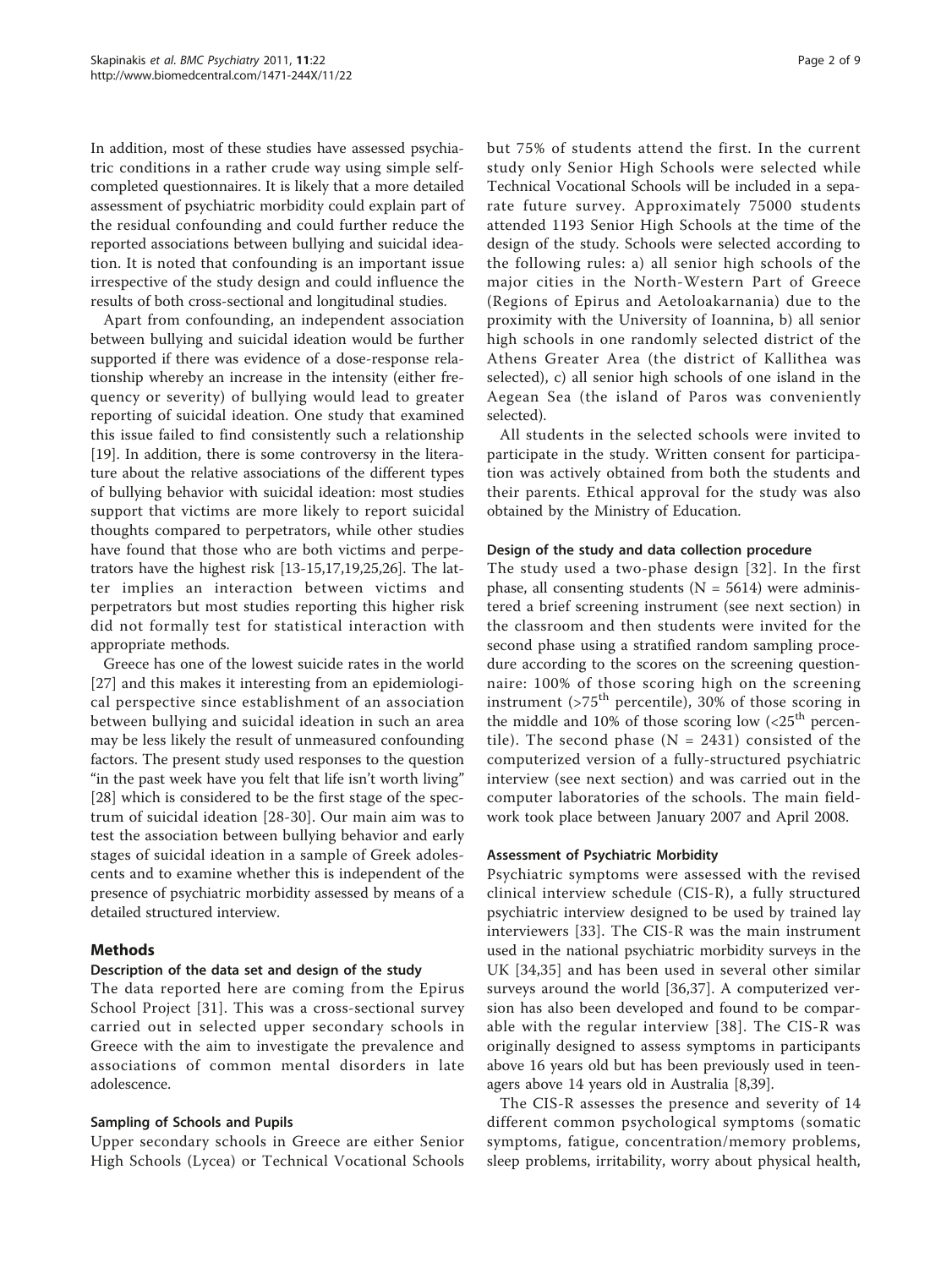In addition, most of these studies have assessed psychiatric conditions in a rather crude way using simple self-completed questionnaires. It is likely that a more detailed assessment of psychiatric morbidity could explain part of the residual confounding and could further reduce the reported associations between bullying and suicidal ideation. It is noted that confounding is an important issue irrespective of the study design and could influence the results of both cross-sectional and longitudinal studies.

Apart from confounding, an independent association between bullying and suicidal ideation would be further supported if there was evidence of a dose-response relationship whereby an increase in the intensity (either frequency or severity) of bullying would lead to greater reporting of suicidal ideation. One study that examined this issue failed to find consistently such a relationship [19]. In addition, there is some controversy in the literature about the relative associations of the different types of bullying behavior with suicidal ideation: most studies support that victims are more likely to report suicidal thoughts compared to perpetrators, while other studies have found that those who are both victims and perpetrators have the highest risk [13-15,17,19,25,26]. The latter implies an interaction between victims and perpetrators but most studies reporting this higher risk did not formally test for statistical interaction with appropriate methods.

Greece has one of the lowest suicide rates in the world [27] and this makes it interesting from an epidemiological perspective since establishment of an association between bullying and suicidal ideation in such an area may be less likely the result of unmeasured confounding factors. The present study used responses to the question "in the past week have you felt that life isn't worth living" [28] which is considered to be the first stage of the spectrum of suicidal ideation [28-30]. Our main aim was to test the association between bullying behavior and early stages of suicidal ideation in a sample of Greek adolescents and to examine whether this is independent of the presence of psychiatric morbidity assessed by means of a detailed structured interview.

## Methods

### Description of the data set and design of the study

The data reported here are coming from the Epirus School Project [31]. This was a cross-sectional survey carried out in selected upper secondary schools in Greece with the aim to investigate the prevalence and associations of common mental disorders in late adolescence.

### Sampling of Schools and Pupils

Upper secondary schools in Greece are either Senior High Schools (Lycea) or Technical Vocational Schools but 75% of students attend the first. In the current study only Senior High Schools were selected while Technical Vocational Schools will be included in a separate future survey. Approximately 75000 students attended 1193 Senior High Schools at the time of the design of the study. Schools were selected according to the following rules: a) all senior high schools of the major cities in the North-Western Part of Greece (Regions of Epirus and Aetoloakarnania) due to the proximity with the University of Ioannina, b) all senior high schools in one randomly selected district of the Athens Greater Area (the district of Kallithea was selected), c) all senior high schools of one island in the Aegean Sea (the island of Paros was conveniently selected).

All students in the selected schools were invited to participate in the study. Written consent for participation was actively obtained from both the students and their parents. Ethical approval for the study was also obtained by the Ministry of Education.

### Design of the study and data collection procedure

The study used a two-phase design [32]. In the first phase, all consenting students (N = 5614) were administered a brief screening instrument (see next section) in the classroom and then students were invited for the second phase using a stratified random sampling procedure according to the scores on the screening questionnaire: 100% of those scoring high on the screening instrument (>75$^{th}$ percentile), 30% of those scoring in the middle and 10% of those scoring low (<25$^{th}$ percentile). The second phase (N = 2431) consisted of the computerized version of a fully-structured psychiatric interview (see next section) and was carried out in the computer laboratories of the schools. The main fieldwork took place between January 2007 and April 2008.

### Assessment of Psychiatric Morbidity

Psychiatric symptoms were assessed with the revised clinical interview schedule (CIS-R), a fully structured psychiatric interview designed to be used by trained lay interviewers [33]. The CIS-R was the main instrument used in the national psychiatric morbidity surveys in the UK [34,35] and has been used in several other similar surveys around the world [36,37]. A computerized version has also been developed and found to be comparable with the regular interview [38]. The CIS-R was originally designed to assess symptoms in participants above 16 years old but has been previously used in teenagers above 14 years old in Australia [8,39].

The CIS-R assesses the presence and severity of 14 different common psychological symptoms (somatic symptoms, fatigue, concentration/memory problems, sleep problems, irritability, worry about physical health,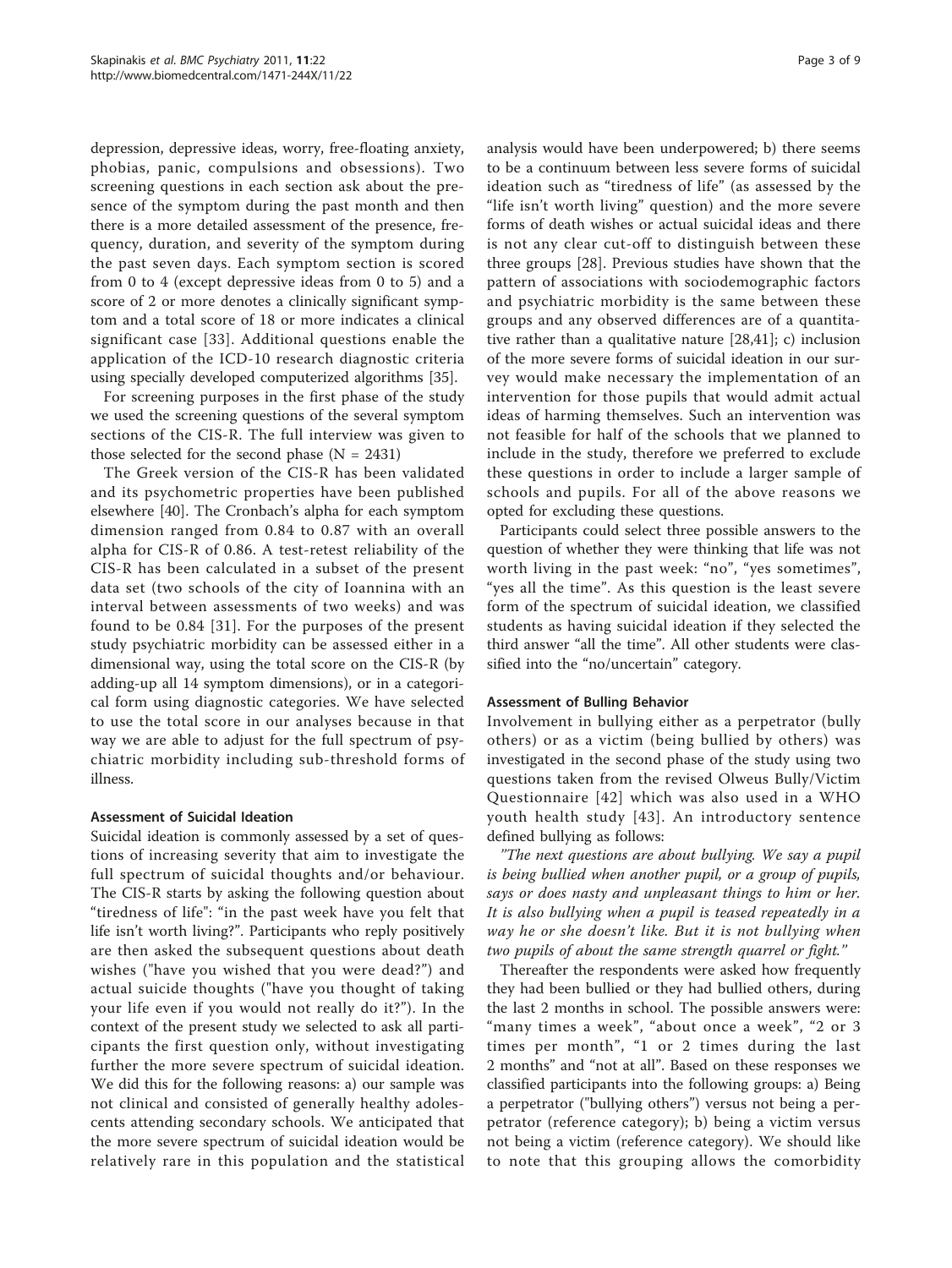depression, depressive ideas, worry, free-floating anxiety, phobias, panic, compulsions and obsessions). Two screening questions in each section ask about the presence of the symptom during the past month and then there is a more detailed assessment of the presence, frequency, duration, and severity of the symptom during the past seven days. Each symptom section is scored from 0 to 4 (except depressive ideas from 0 to 5) and a score of 2 or more denotes a clinically significant symptom and a total score of 18 or more indicates a clinical significant case [33]. Additional questions enable the application of the ICD-10 research diagnostic criteria using specially developed computerized algorithms [35].

For screening purposes in the first phase of the study we used the screening questions of the several symptom sections of the CIS-R. The full interview was given to those selected for the second phase (N = 2431)

The Greek version of the CIS-R has been validated and its psychometric properties have been published elsewhere [40]. The Cronbach's alpha for each symptom dimension ranged from 0.84 to 0.87 with an overall alpha for CIS-R of 0.86. A test-retest reliability of the CIS-R has been calculated in a subset of the present data set (two schools of the city of Ioannina with an interval between assessments of two weeks) and was found to be 0.84 [31]. For the purposes of the present study psychiatric morbidity can be assessed either in a dimensional way, using the total score on the CIS-R (by adding-up all 14 symptom dimensions), or in a categorical form using diagnostic categories. We have selected to use the total score in our analyses because in that way we are able to adjust for the full spectrum of psychiatric morbidity including sub-threshold forms of illness.

#### Assessment of Suicidal Ideation

Suicidal ideation is commonly assessed by a set of questions of increasing severity that aim to investigate the full spectrum of suicidal thoughts and/or behaviour. The CIS-R starts by asking the following question about "tiredness of life": "in the past week have you felt that life isn't worth living?". Participants who reply positively are then asked the subsequent questions about death wishes ("have you wished that you were dead?") and actual suicide thoughts ("have you thought of taking your life even if you would not really do it?"). In the context of the present study we selected to ask all participants the first question only, without investigating further the more severe spectrum of suicidal ideation. We did this for the following reasons: a) our sample was not clinical and consisted of generally healthy adolescents attending secondary schools. We anticipated that the more severe spectrum of suicidal ideation would be relatively rare in this population and the statistical analysis would have been underpowered; b) there seems to be a continuum between less severe forms of suicidal ideation such as "tiredness of life" (as assessed by the "life isn't worth living" question) and the more severe forms of death wishes or actual suicidal ideas and there is not any clear cut-off to distinguish between these three groups [28]. Previous studies have shown that the pattern of associations with sociodemographic factors and psychiatric morbidity is the same between these groups and any observed differences are of a quantitative rather than a qualitative nature [28,41]; c) inclusion of the more severe forms of suicidal ideation in our survey would make necessary the implementation of an intervention for those pupils that would admit actual ideas of harming themselves. Such an intervention was not feasible for half of the schools that we planned to include in the study, therefore we preferred to exclude these questions in order to include a larger sample of schools and pupils. For all of the above reasons we opted for excluding these questions.

Participants could select three possible answers to the question of whether they were thinking that life was not worth living in the past week: "no", "yes sometimes", "yes all the time". As this question is the least severe form of the spectrum of suicidal ideation, we classified students as having suicidal ideation if they selected the third answer "all the time". All other students were classified into the "no/uncertain" category.

#### Assessment of Bulling Behavior

Involvement in bullying either as a perpetrator (bully others) or as a victim (being bullied by others) was investigated in the second phase of the study using two questions taken from the revised Olweus Bully/Victim Questionnaire [42] which was also used in a WHO youth health study [43]. An introductory sentence defined bullying as follows:

*"The next questions are about bullying. We say a pupil is being bullied when another pupil, or a group of pupils, says or does nasty and unpleasant things to him or her. It is also bullying when a pupil is teased repeatedly in a way he or she doesn't like. But it is not bullying when two pupils of about the same strength quarrel or fight."*

Thereafter the respondents were asked how frequently they had been bullied or they had bullied others, during the last 2 months in school. The possible answers were: "many times a week", "about once a week", "2 or 3 times per month", "1 or 2 times during the last 2 months" and "not at all". Based on these responses we classified participants into the following groups: a) Being a perpetrator ("bullying others") versus not being a perpetrator (reference category); b) being a victim versus not being a victim (reference category). We should like to note that this grouping allows the comorbidity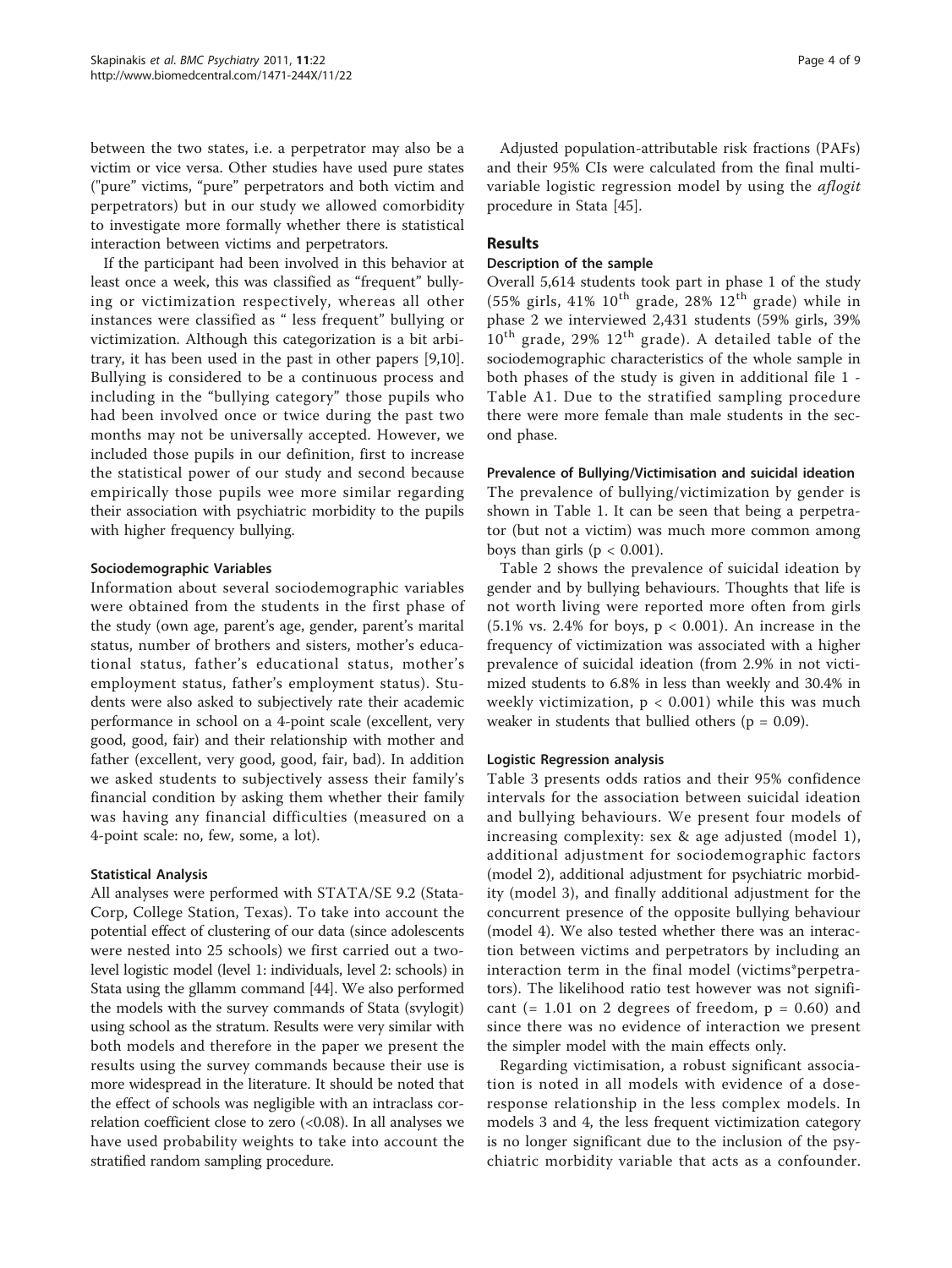between the two states, i.e. a perpetrator may also be a victim or vice versa. Other studies have used pure states ("pure" victims, "pure" perpetrators and both victim and perpetrators) but in our study we allowed comorbidity to investigate more formally whether there is statistical interaction between victims and perpetrators.

If the participant had been involved in this behavior at least once a week, this was classified as "frequent" bullying or victimization respectively, whereas all other instances were classified as " less frequent" bullying or victimization. Although this categorization is a bit arbitrary, it has been used in the past in other papers [9,10]. Bullying is considered to be a continuous process and including in the "bullying category" those pupils who had been involved once or twice during the past two months may not be universally accepted. However, we included those pupils in our definition, first to increase the statistical power of our study and second because empirically those pupils wee more similar regarding their association with psychiatric morbidity to the pupils with higher frequency bullying.

#### Sociodemographic Variables

Information about several sociodemographic variables were obtained from the students in the first phase of the study (own age, parent's age, gender, parent's marital status, number of brothers and sisters, mother's educational status, father's educational status, mother's employment status, father's employment status). Students were also asked to subjectively rate their academic performance in school on a 4-point scale (excellent, very good, good, fair) and their relationship with mother and father (excellent, very good, good, fair, bad). In addition we asked students to subjectively assess their family's financial condition by asking them whether their family was having any financial difficulties (measured on a 4-point scale: no, few, some, a lot).

#### Statistical Analysis

All analyses were performed with STATA/SE 9.2 (StataCorp, College Station, Texas). To take into account the potential effect of clustering of our data (since adolescents were nested into 25 schools) we first carried out a two-level logistic model (level 1: individuals, level 2: schools) in Stata using the gllamm command [44]. We also performed the models with the survey commands of Stata (svylogit) using school as the stratum. Results were very similar with both models and therefore in the paper we present the results using the survey commands because their use is more widespread in the literature. It should be noted that the effect of schools was negligible with an intraclass correlation coefficient close to zero (<0.08). In all analyses we have used probability weights to take into account the stratified random sampling procedure.

Adjusted population-attributable risk fractions (PAFs) and their 95% CIs were calculated from the final multivariable logistic regression model by using the *aflogit* procedure in Stata [45].

## Results

#### Description of the sample

Overall 5,614 students took part in phase 1 of the study (55% girls, 41% 10th grade, 28% 12th grade) while in phase 2 we interviewed 2,431 students (59% girls, 39% 10th grade, 29% 12th grade). A detailed table of the sociodemographic characteristics of the whole sample in both phases of the study is given in additional file 1 - Table A1. Due to the stratified sampling procedure there were more female than male students in the second phase.

#### Prevalence of Bullying/Victimisation and suicidal ideation

The prevalence of bullying/victimization by gender is shown in Table 1. It can be seen that being a perpetrator (but not a victim) was much more common among boys than girls ($p < 0.001$).

Table 2 shows the prevalence of suicidal ideation by gender and by bullying behaviours. Thoughts that life is not worth living were reported more often from girls (5.1% vs. 2.4% for boys, $p < 0.001$). An increase in the frequency of victimization was associated with a higher prevalence of suicidal ideation (from 2.9% in not victimized students to 6.8% in less than weekly and 30.4% in weekly victimization, $p < 0.001$) while this was much weaker in students that bullied others ($p = 0.09$).

#### Logistic Regression analysis

Table 3 presents odds ratios and their 95% confidence intervals for the association between suicidal ideation and bullying behaviours. We present four models of increasing complexity: sex & age adjusted (model 1), additional adjustment for sociodemographic factors (model 2), additional adjustment for psychiatric morbidity (model 3), and finally additional adjustment for the concurrent presence of the opposite bullying behaviour (model 4). We also tested whether there was an interaction between victims and perpetrators by including an interaction term in the final model (victims*perpetrators). The likelihood ratio test however was not significant (= 1.01 on 2 degrees of freedom, $p = 0.60$) and since there was no evidence of interaction we present the simpler model with the main effects only.

Regarding victimisation, a robust significant association is noted in all models with evidence of a dose-response relationship in the less complex models. In models 3 and 4, the less frequent victimization category is no longer significant due to the inclusion of the psychiatric morbidity variable that acts as a confounder.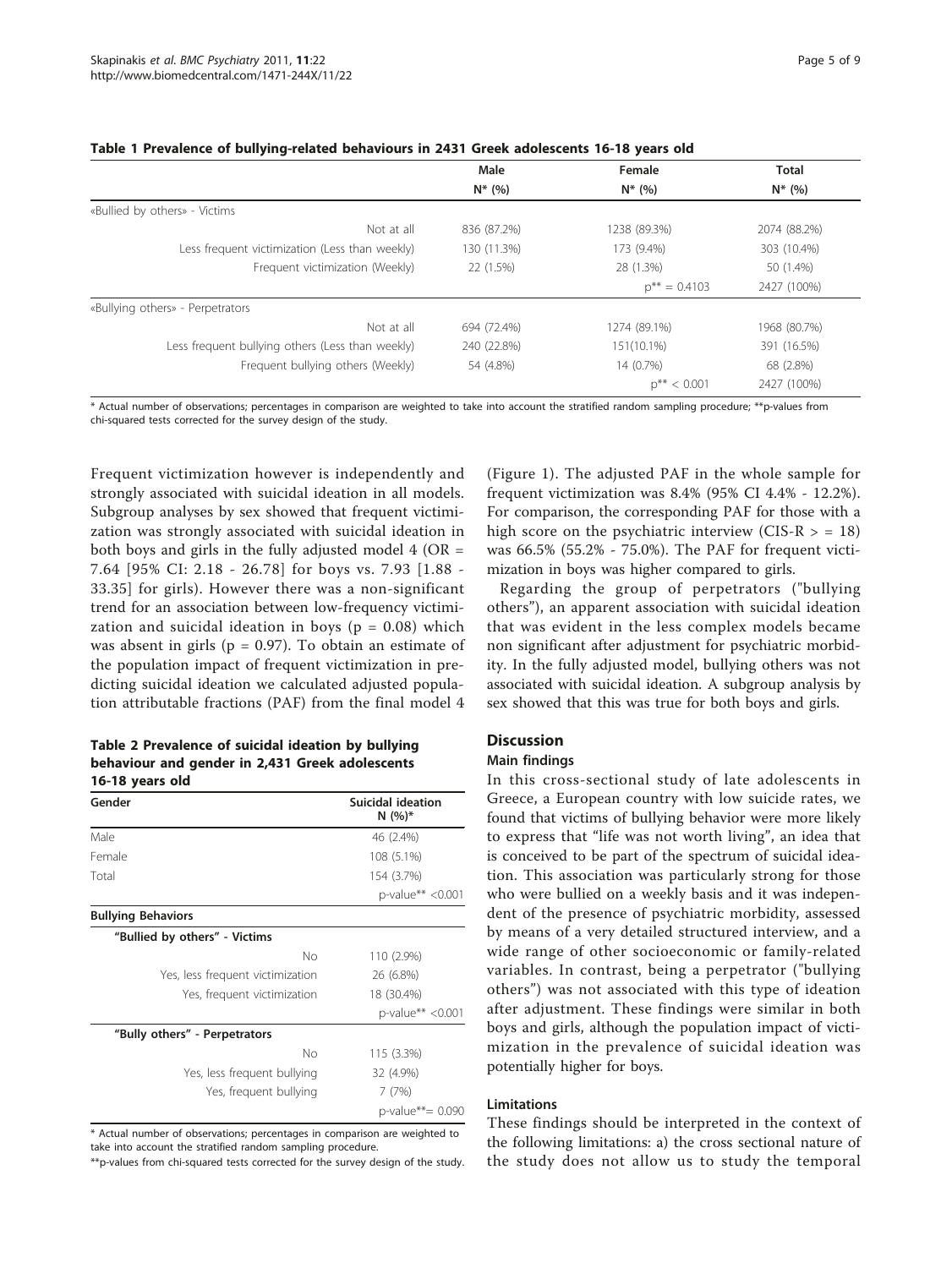**Table 1 Prevalence of bullying-related behaviours in 2431 Greek adolescents 16-18 years old**

| | Male | Female | Total |
|---|---|---|---|
| | N* (%) | N* (%) | N* (%) |
| «Bullied by others» - Victims | | | |
| Not at all | 836 (87.2%) | 1238 (89.3%) | 2074 (88.2%) |
| Less frequent victimization (Less than weekly) | 130 (11.3%) | 173 (9.4%) | 303 (10.4%) |
| Frequent victimization (Weekly) | 22 (1.5%) | 28 (1.3%) | 50 (1.4%) |
| | | p** = 0.4103 | 2427 (100%) |
| «Bullying others» - Perpetrators | | | |
| Not at all | 694 (72.4%) | 1274 (89.1%) | 1968 (80.7%) |
| Less frequent bullying others (Less than weekly) | 240 (22.8%) | 151(10.1%) | 391 (16.5%) |
| Frequent bullying others (Weekly) | 54 (4.8%) | 14 (0.7%) | 68 (2.8%) |
| | | p** < 0.001 | 2427 (100%) |

\* Actual number of observations; percentages in comparison are weighted to take into account the stratified random sampling procedure; **p-values from chi-squared tests corrected for the survey design of the study.

Frequent victimization however is independently and strongly associated with suicidal ideation in all models. Subgroup analyses by sex showed that frequent victimization was strongly associated with suicidal ideation in both boys and girls in the fully adjusted model 4 (OR = 7.64 [95% CI: 2.18 - 26.78] for boys vs. 7.93 [1.88 - 33.35] for girls). However there was a non-significant trend for an association between low-frequency victimization and suicidal ideation in boys ($p = 0.08$) which was absent in girls ($p = 0.97$). To obtain an estimate of the population impact of frequent victimization in predicting suicidal ideation we calculated adjusted population attributable fractions (PAF) from the final model 4 (Figure 1). The adjusted PAF in the whole sample for frequent victimization was 8.4% (95% CI 4.4% - 12.2%). For comparison, the corresponding PAF for those with a high score on the psychiatric interview (CIS-R > = 18) was 66.5% (55.2% - 75.0%). The PAF for frequent victimization in boys was higher compared to girls.

**Table 2 Prevalence of suicidal ideation by bullying behaviour and gender in 2,431 Greek adolescents 16-18 years old**

| Gender | Suicidal ideation N (%)* |
|---|---|
| Male | 46 (2.4%) |
| Female | 108 (5.1%) |
| Total | 154 (3.7%) |
| | p-value** <0.001 |
| **Bullying Behaviors** | |
| "Bullied by others" - Victims | |
| No | 110 (2.9%) |
| Yes, less frequent victimization | 26 (6.8%) |
| Yes, frequent victimization | 18 (30.4%) |
| | p-value** <0.001 |
| "Bully others" - Perpetrators | |
| No | 115 (3.3%) |
| Yes, less frequent bullying | 32 (4.9%) |
| Yes, frequent bullying | 7 (7%) |
| | p-value**= 0.090 |

\* Actual number of observations; percentages in comparison are weighted to take into account the stratified random sampling procedure.

\**p-values from chi-squared tests corrected for the survey design of the study.

Regarding the group of perpetrators ("bullying others"), an apparent association with suicidal ideation that was evident in the less complex models became non significant after adjustment for psychiatric morbidity. In the fully adjusted model, bullying others was not associated with suicidal ideation. A subgroup analysis by sex showed that this was true for both boys and girls.

## Discussion

### Main findings

In this cross-sectional study of late adolescents in Greece, a European country with low suicide rates, we found that victims of bullying behavior were more likely to express that "life was not worth living", an idea that is conceived to be part of the spectrum of suicidal ideation. This association was particularly strong for those who were bullied on a weekly basis and it was independent of the presence of psychiatric morbidity, assessed by means of a very detailed structured interview, and a wide range of other socioeconomic or family-related variables. In contrast, being a perpetrator ("bullying others") was not associated with this type of ideation after adjustment. These findings were similar in both boys and girls, although the population impact of victimization in the prevalence of suicidal ideation was potentially higher for boys.

### Limitations

These findings should be interpreted in the context of the following limitations: a) the cross sectional nature of the study does not allow us to study the temporal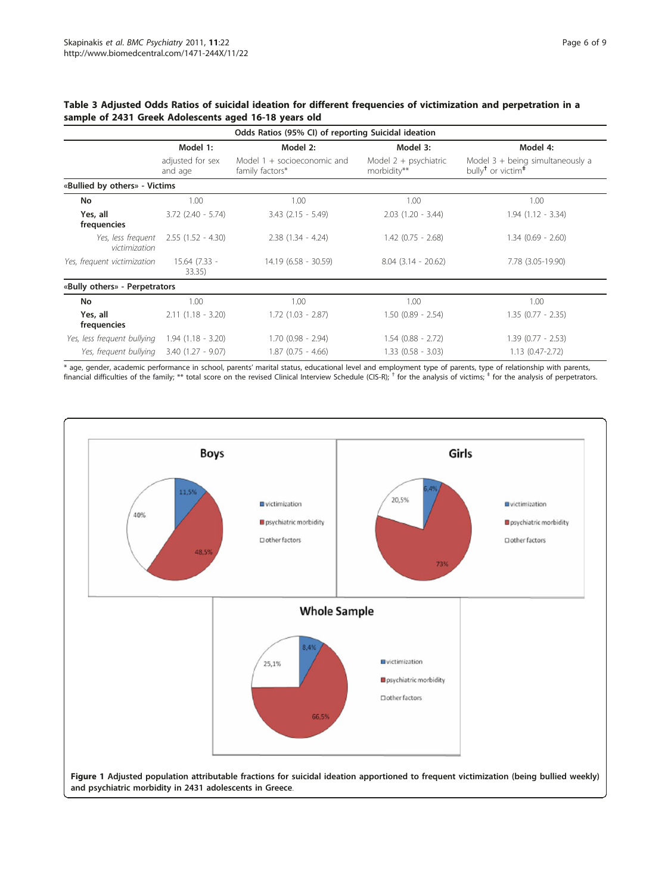**Table 3 Adjusted Odds Ratios of suicidal ideation for different frequencies of victimization and perpetration in a sample of 2431 Greek Adolescents aged 16-18 years old**

| Odds Ratios (95% CI) of reporting Suicidal ideation | | | | |
|---|---|---|---|---|
| | Model 1: adjusted for sex and age | Model 2: Model 1 + socioeconomic and family factors* | Model 3: Model 2 + psychiatric morbidity** | Model 4: Model 3 + being simultaneously a bully[†] or victim[‡] |
| **«Bullied by others» - Victims** | | | | |
| **No** | 1.00 | 1.00 | 1.00 | 1.00 |
| **Yes, all frequencies** | 3.72 (2.40 - 5.74) | 3.43 (2.15 - 5.49) | 2.03 (1.20 - 3.44) | 1.94 (1.12 - 3.34) |
| *Yes, less frequent victimization* | 2.55 (1.52 - 4.30) | 2.38 (1.34 - 4.24) | 1.42 (0.75 - 2.68) | 1.34 (0.69 - 2.60) |
| *Yes, frequent victimization* | 15.64 (7.33 - 33.35) | 14.19 (6.58 - 30.59) | 8.04 (3.14 - 20.62) | 7.78 (3.05-19.90) |
| **«Bully others» - Perpetrators** | | | | |
| **No** | 1.00 | 1.00 | 1.00 | 1.00 |
| **Yes, all frequencies** | 2.11 (1.18 - 3.20) | 1.72 (1.03 - 2.87) | 1.50 (0.89 - 2.54) | 1.35 (0.77 - 2.35) |
| *Yes, less frequent bullying* | 1.94 (1.18 - 3.20) | 1.70 (0.98 - 2.94) | 1.54 (0.88 - 2.72) | 1.39 (0.77 - 2.53) |
| *Yes, frequent bullying* | 3.40 (1.27 - 9.07) | 1.87 (0.75 - 4.66) | 1.33 (0.58 - 3.03) | 1.13 (0.47-2.72) |

\* age, gender, academic performance in school, parents' marital status, educational level and employment type of parents, type of relationship with parents, financial difficulties of the family; ** total score on the revised Clinical Interview Schedule (CIS-R); [†] for the analysis of victims; [‡] for the analysis of perpetrators.

**Figure 1 Adjusted population attributable fractions for suicidal ideation apportioned to frequent victimization (being bullied weekly) and psychiatric morbidity in 2431 adolescents in Greece**.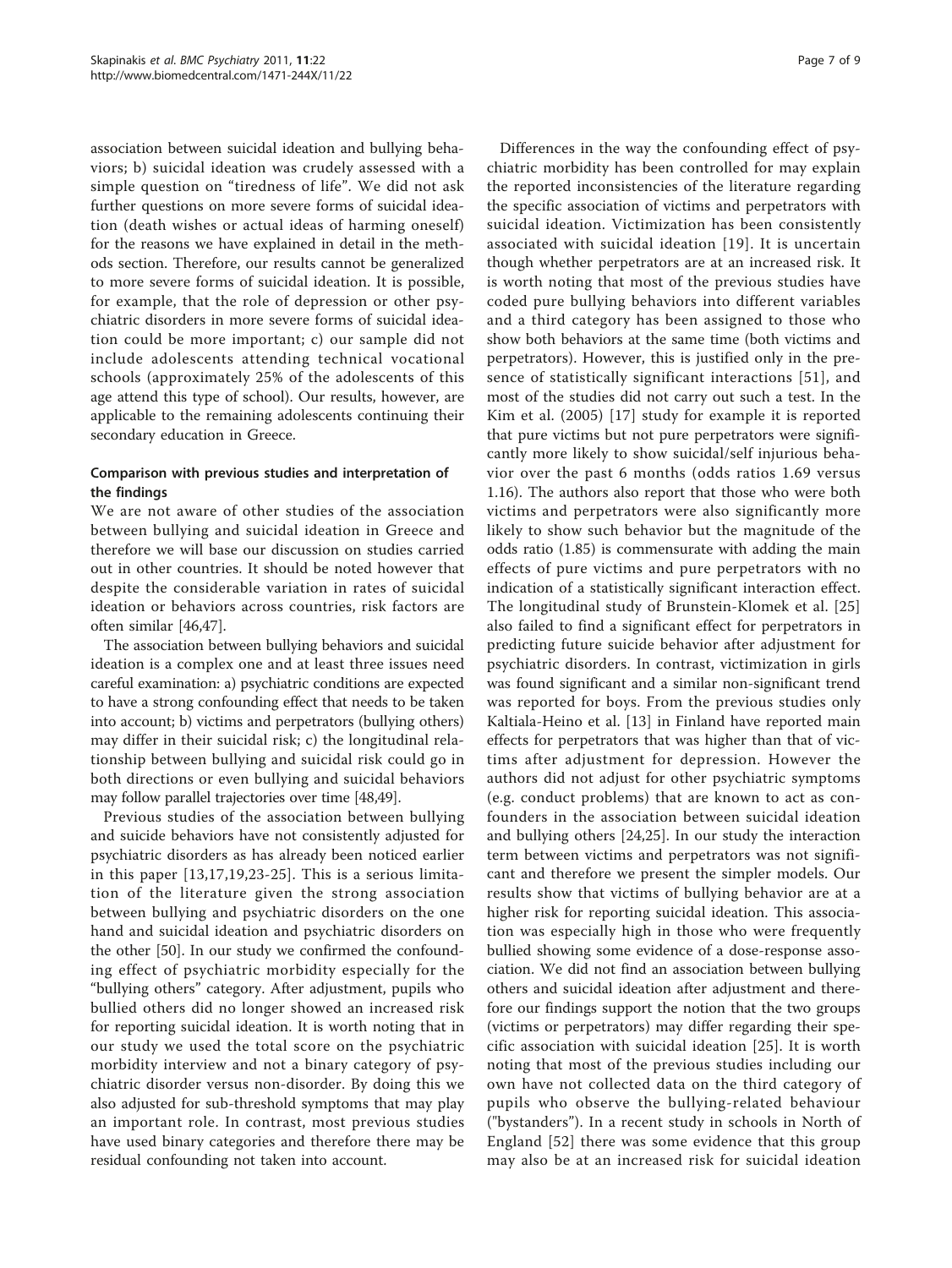association between suicidal ideation and bullying behaviors; b) suicidal ideation was crudely assessed with a simple question on "tiredness of life". We did not ask further questions on more severe forms of suicidal ideation (death wishes or actual ideas of harming oneself) for the reasons we have explained in detail in the methods section. Therefore, our results cannot be generalized to more severe forms of suicidal ideation. It is possible, for example, that the role of depression or other psychiatric disorders in more severe forms of suicidal ideation could be more important; c) our sample did not include adolescents attending technical vocational schools (approximately 25% of the adolescents of this age attend this type of school). Our results, however, are applicable to the remaining adolescents continuing their secondary education in Greece.

### Comparison with previous studies and interpretation of the findings

We are not aware of other studies of the association between bullying and suicidal ideation in Greece and therefore we will base our discussion on studies carried out in other countries. It should be noted however that despite the considerable variation in rates of suicidal ideation or behaviors across countries, risk factors are often similar [46,47].

The association between bullying behaviors and suicidal ideation is a complex one and at least three issues need careful examination: a) psychiatric conditions are expected to have a strong confounding effect that needs to be taken into account; b) victims and perpetrators (bullying others) may differ in their suicidal risk; c) the longitudinal relationship between bullying and suicidal risk could go in both directions or even bullying and suicidal behaviors may follow parallel trajectories over time [48,49].

Previous studies of the association between bullying and suicide behaviors have not consistently adjusted for psychiatric disorders as has already been noticed earlier in this paper [13,17,19,23-25]. This is a serious limitation of the literature given the strong association between bullying and psychiatric disorders on the one hand and suicidal ideation and psychiatric disorders on the other [50]. In our study we confirmed the confounding effect of psychiatric morbidity especially for the "bullying others" category. After adjustment, pupils who bullied others did no longer showed an increased risk for reporting suicidal ideation. It is worth noting that in our study we used the total score on the psychiatric morbidity interview and not a binary category of psychiatric disorder versus non-disorder. By doing this we also adjusted for sub-threshold symptoms that may play an important role. In contrast, most previous studies have used binary categories and therefore there may be residual confounding not taken into account.

Differences in the way the confounding effect of psychiatric morbidity has been controlled for may explain the reported inconsistencies of the literature regarding the specific association of victims and perpetrators with suicidal ideation. Victimization has been consistently associated with suicidal ideation [19]. It is uncertain though whether perpetrators are at an increased risk. It is worth noting that most of the previous studies have coded pure bullying behaviors into different variables and a third category has been assigned to those who show both behaviors at the same time (both victims and perpetrators). However, this is justified only in the presence of statistically significant interactions [51], and most of the studies did not carry out such a test. In the Kim et al. (2005) [17] study for example it is reported that pure victims but not pure perpetrators were significantly more likely to show suicidal/self injurious behavior over the past 6 months (odds ratios 1.69 versus 1.16). The authors also report that those who were both victims and perpetrators were also significantly more likely to show such behavior but the magnitude of the odds ratio (1.85) is commensurate with adding the main effects of pure victims and pure perpetrators with no indication of a statistically significant interaction effect. The longitudinal study of Brunstein-Klomek et al. [25] also failed to find a significant effect for perpetrators in predicting future suicide behavior after adjustment for psychiatric disorders. In contrast, victimization in girls was found significant and a similar non-significant trend was reported for boys. From the previous studies only Kaltiala-Heino et al. [13] in Finland have reported main effects for perpetrators that was higher than that of victims after adjustment for depression. However the authors did not adjust for other psychiatric symptoms (e.g. conduct problems) that are known to act as confounders in the association between suicidal ideation and bullying others [24,25]. In our study the interaction term between victims and perpetrators was not significant and therefore we present the simpler models. Our results show that victims of bullying behavior are at a higher risk for reporting suicidal ideation. This association was especially high in those who were frequently bullied showing some evidence of a dose-response association. We did not find an association between bullying others and suicidal ideation after adjustment and therefore our findings support the notion that the two groups (victims or perpetrators) may differ regarding their specific association with suicidal ideation [25]. It is worth noting that most of the previous studies including our own have not collected data on the third category of pupils who observe the bullying-related behaviour ("bystanders"). In a recent study in schools in North of England [52] there was some evidence that this group may also be at an increased risk for suicidal ideation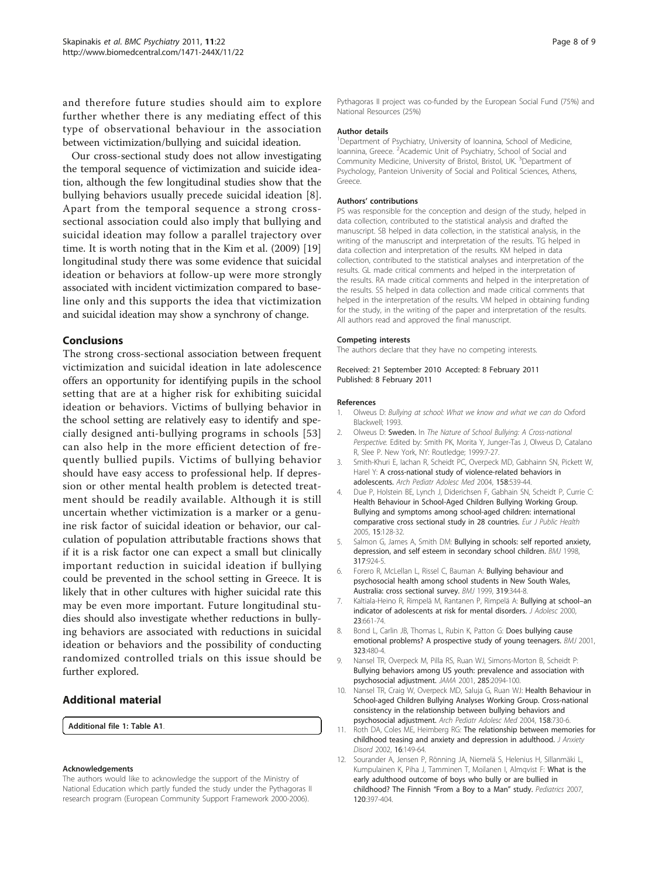and therefore future studies should aim to explore further whether there is any mediating effect of this type of observational behaviour in the association between victimization/bullying and suicidal ideation.

Our cross-sectional study does not allow investigating the temporal sequence of victimization and suicide ideation, although the few longitudinal studies show that the bullying behaviors usually precede suicidal ideation [8]. Apart from the temporal sequence a strong cross-sectional association could also imply that bullying and suicidal ideation may follow a parallel trajectory over time. It is worth noting that in the Kim et al. (2009) [19] longitudinal study there was some evidence that suicidal ideation or behaviors at follow-up were more strongly associated with incident victimization compared to baseline only and this supports the idea that victimization and suicidal ideation may show a synchrony of change.

## Conclusions

The strong cross-sectional association between frequent victimization and suicidal ideation in late adolescence offers an opportunity for identifying pupils in the school setting that are at a higher risk for exhibiting suicidal ideation or behaviors. Victims of bullying behavior in the school setting are relatively easy to identify and specially designed anti-bullying programs in schools [53] can also help in the more efficient detection of frequently bullied pupils. Victims of bullying behavior should have easy access to professional help. If depression or other mental health problem is detected treatment should be readily available. Although it is still uncertain whether victimization is a marker or a genuine risk factor of suicidal ideation or behavior, our calculation of population attributable fractions shows that if it is a risk factor one can expect a small but clinically important reduction in suicidal ideation if bullying could be prevented in the school setting in Greece. It is likely that in other cultures with higher suicidal rate this may be even more important. Future longitudinal studies should also investigate whether reductions in bullying behaviors are associated with reductions in suicidal ideation or behaviors and the possibility of conducting randomized controlled trials on this issue should be further explored.

## Additional material

**Additional file 1: Table A1.**

#### Acknowledgements

The authors would like to acknowledge the support of the Ministry of National Education which partly funded the study under the Pythagoras II research program (European Community Support Framework 2000-2006). Pythagoras II project was co-funded by the European Social Fund (75%) and National Resources (25%)

#### Author details

[1]Department of Psychiatry, University of Ioannina, School of Medicine, Ioannina, Greece. [2]Academic Unit of Psychiatry, School of Social and Community Medicine, University of Bristol, Bristol, UK. [3]Department of Psychology, Panteion University of Social and Political Sciences, Athens, Greece.

#### Authors' contributions

PS was responsible for the conception and design of the study, helped in data collection, contributed to the statistical analysis and drafted the manuscript. SB helped in data collection, in the statistical analysis, in the writing of the manuscript and interpretation of the results. TG helped in data collection and interpretation of the results. KM helped in data collection, contributed to the statistical analyses and interpretation of the results. GL made critical comments and helped in the interpretation of the results. RA made critical comments and helped in the interpretation of the results. SS helped in data collection and made critical comments that helped in the interpretation of the results. VM helped in obtaining funding for the study, in the writing of the paper and interpretation of the results. All authors read and approved the final manuscript.

#### Competing interests

The authors declare that they have no competing interests.

Received: 21 September 2010 Accepted: 8 February 2011
Published: 8 February 2011

#### References

1. Olweus D: *Bullying at school: What we know and what we can do* Oxford Blackwell; 1993.
2. Olweus D: **Sweden.** In *The Nature of School Bullying: A Cross-national Perspective.* Edited by: Smith PK, Morita Y, Junger-Tas J, Olweus D, Catalano R, Slee P. New York, NY: Routledge; 1999:7-27.
3. Smith-Khuri E, Iachan R, Scheidt PC, Overpeck MD, Gabhainn SN, Pickett W, Harel Y: **A cross-national study of violence-related behaviors in adolescents.** *Arch Pediatr Adolesc Med* 2004, **158**:539-44.
4. Due P, Holstein BE, Lynch J, Diderichsen F, Gabhain SN, Scheidt P, Currie C: **Health Behaviour in School-Aged Children Bullying Working Group. Bullying and symptoms among school-aged children: international comparative cross sectional study in 28 countries.** *Eur J Public Health* 2005, **15**:128-32.
5. Salmon G, James A, Smith DM: **Bullying in schools: self reported anxiety, depression, and self esteem in secondary school children.** *BMJ* 1998, **317**:924-5.
6. Forero R, McLellan L, Rissel C, Bauman A: **Bullying behaviour and psychosocial health among school students in New South Wales, Australia: cross sectional survey.** *BMJ* 1999, **319**:344-8.
7. Kaltiala-Heino R, Rimpelä M, Rantanen P, Rimpelä A: **Bullying at school–an indicator of adolescents at risk for mental disorders.** *J Adolesc* 2000, **23**:661-74.
8. Bond L, Carlin JB, Thomas L, Rubin K, Patton G: **Does bullying cause emotional problems? A prospective study of young teenagers.** *BMJ* 2001, **323**:480-4.
9. Nansel TR, Overpeck M, Pilla RS, Ruan WJ, Simons-Morton B, Scheidt P: **Bullying behaviors among US youth: prevalence and association with psychosocial adjustment.** *JAMA* 2001, **285**:2094-100.
10. Nansel TR, Craig W, Overpeck MD, Saluja G, Ruan WJ: **Health Behaviour in School-aged Children Bullying Analyses Working Group. Cross-national consistency in the relationship between bullying behaviors and psychosocial adjustment.** *Arch Pediatr Adolesc Med* 2004, **158**:730-6.
11. Roth DA, Coles ME, Heimberg RG: **The relationship between memories for childhood teasing and anxiety and depression in adulthood.** *J Anxiety Disord* 2002, **16**:149-64.
12. Sourander A, Jensen P, Rönning JA, Niemelä S, Helenius H, Sillanmäki L, Kumpulainen K, Piha J, Tamminen T, Moilanen I, Almqvist F: **What is the early adulthood outcome of boys who bully or are bullied in childhood? The Finnish "From a Boy to a Man" study.** *Pediatrics* 2007, **120**:397-404.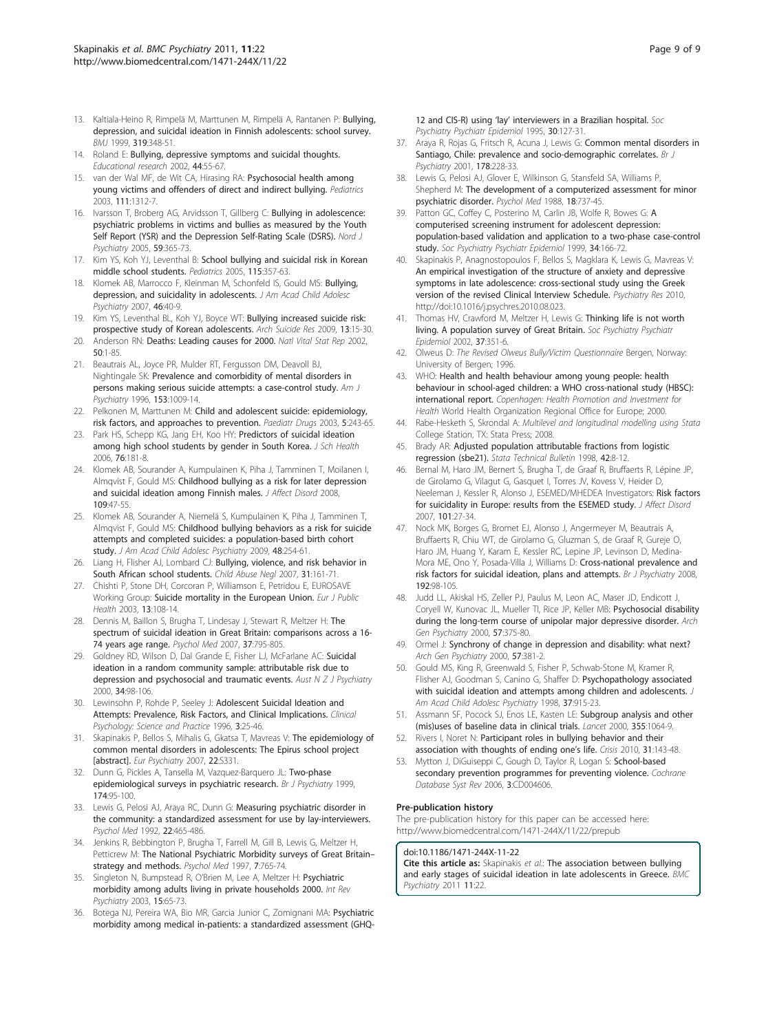13. Kaltiala-Heino R, Rimpelä M, Marttunen M, Rimpelä A, Rantanen P: **Bullying, depression, and suicidal ideation in Finnish adolescents: school survey.** *BMJ* 1999, **319**:348-51.
14. Roland E: **Bullying, depressive symptoms and suicidal thoughts.** *Educational research* 2002, **44**:55-67.
15. van der Wal MF, de Wit CA, Hirasing RA: **Psychosocial health among young victims and offenders of direct and indirect bullying.** *Pediatrics* 2003, **111**:1312-7.
16. Ivarsson T, Broberg AG, Arvidsson T, Gillberg C: **Bullying in adolescence: psychiatric problems in victims and bullies as measured by the Youth Self Report (YSR) and the Depression Self-Rating Scale (DSRS).** *Nord J Psychiatry* 2005, **59**:365-73.
17. Kim YS, Koh YJ, Leventhal B: **School bullying and suicidal risk in Korean middle school students.** *Pediatrics* 2005, **115**:357-63.
18. Klomek AB, Marrocco F, Kleinman M, Schonfeld IS, Gould MS: **Bullying, depression, and suicidality in adolescents.** *J Am Acad Child Adolesc Psychiatry* 2007, **46**:40-9.
19. Kim YS, Leventhal BL, Koh YJ, Boyce WT: **Bullying increased suicide risk: prospective study of Korean adolescents.** *Arch Suicide Res* 2009, **13**:15-30.
20. Anderson RN: **Deaths: Leading causes for 2000.** *Natl Vital Stat Rep* 2002, **50**:1-85.
21. Beautrais AL, Joyce PR, Mulder RT, Fergusson DM, Deavoll BJ, Nightingale SK: **Prevalence and comorbidity of mental disorders in persons making serious suicide attempts: a case-control study.** *Am J Psychiatry* 1996, **153**:1009-14.
22. Pelkonen M, Marttunen M: **Child and adolescent suicide: epidemiology, risk factors, and approaches to prevention.** *Paediatr Drugs* 2003, **5**:243-65.
23. Park HS, Schepp KG, Jang EH, Koo HY: **Predictors of suicidal ideation among high school students by gender in South Korea.** *J Sch Health* 2006, **76**:181-8.
24. Klomek AB, Sourander A, Kumpulainen K, Piha J, Tamminen T, Moilanen I, Almqvist F, Gould MS: **Childhood bullying as a risk for later depression and suicidal ideation among Finnish males.** *J Affect Disord* 2008, **109**:47-55.
25. Klomek AB, Sourander A, Niemelä S, Kumpulainen K, Piha J, Tamminen T, Almqvist F, Gould MS: **Childhood bullying behaviors as a risk for suicide attempts and completed suicides: a population-based birth cohort study.** *J Am Acad Child Adolesc Psychiatry* 2009, **48**:254-61.
26. Liang H, Flisher AJ, Lombard CJ: **Bullying, violence, and risk behavior in South African school students.** *Child Abuse Negl* 2007, **31**:161-71.
27. Chishti P, Stone DH, Corcoran P, Williamson E, Petridou E, EUROSAVE Working Group: **Suicide mortality in the European Union.** *Eur J Public Health* 2003, **13**:108-14.
28. Dennis M, Baillon S, Brugha T, Lindesay J, Stewart R, Meltzer H: **The spectrum of suicidal ideation in Great Britain: comparisons across a 16-74 years age range.** *Psychol Med* 2007, **37**:795-805.
29. Goldney RD, Wilson D, Dal Grande E, Fisher LJ, McFarlane AC: **Suicidal ideation in a random community sample: attributable risk due to depression and psychosocial and traumatic events.** *Aust N Z J Psychiatry* 2000, **34**:98-106.
30. Lewinsohn P, Rohde P, Seeley J: **Adolescent Suicidal Ideation and Attempts: Prevalence, Risk Factors, and Clinical Implications.** *Clinical Psychology: Science and Practice* 1996, **3**:25-46.
31. Skapinakis P, Bellos S, Mihalis G, Gkatsa T, Mavreas V: **The epidemiology of common mental disorders in adolescents: The Epirus school project [abstract].** *Eur Psychiatry* 2007, **22**:S331.
32. Dunn G, Pickles A, Tansella M, Vazquez-Barquero JL: **Two-phase epidemiological surveys in psychiatric research.** *Br J Psychiatry* 1999, **174**:95-100.
33. Lewis G, Pelosi AJ, Araya RC, Dunn G: **Measuring psychiatric disorder in the community: a standardized assessment for use by lay-interviewers.** *Psychol Med* 1992, **22**:465-486.
34. Jenkins R, Bebbington P, Brugha T, Farrell M, Gill B, Lewis G, Meltzer H, Petticrew M: **The National Psychiatric Morbidity surveys of Great Britain–strategy and methods.** *Psychol Med* 1997, **7**:765-74.
35. Singleton N, Bumpstead R, O'Brien M, Lee A, Meltzer H: **Psychiatric morbidity among adults living in private households 2000.** *Int Rev Psychiatry* 2003, **15**:65-73.
36. Botega NJ, Pereira WA, Bio MR, Garcia Junior C, Zomignani MA: **Psychiatric morbidity among medical in-patients: a standardized assessment (GHQ-12 and CIS-R) using 'lay' interviewers in a Brazilian hospital.** *Soc Psychiatry Psychiatr Epidemiol* 1995, **30**:127-31.
37. Araya R, Rojas G, Fritsch R, Acuna J, Lewis G: **Common mental disorders in Santiago, Chile: prevalence and socio-demographic correlates.** *Br J Psychiatry* 2001, **178**:228-33.
38. Lewis G, Pelosi AJ, Glover E, Wilkinson G, Stansfeld SA, Williams P, Shepherd M: **The development of a computerized assessment for minor psychiatric disorder.** *Psychol Med* 1988, **18**:737-45.
39. Patton GC, Coffey C, Posterino M, Carlin JB, Wolfe R, Bowes G: **A computerised screening instrument for adolescent depression: population-based validation and application to a two-phase case-control study.** *Soc Psychiatry Psychiatr Epidemiol* 1999, **34**:166-72.
40. Skapinakis P, Anagnostopoulos F, Bellos S, Magklara K, Lewis G, Mavreas V: **An empirical investigation of the structure of anxiety and depressive symptoms in late adolescence: cross-sectional study using the Greek version of the revised Clinical Interview Schedule.** *Psychiatry Res* 2010, http://doi:10.1016/j.psychres.2010.08.023.
41. Thomas HV, Crawford M, Meltzer H, Lewis G: **Thinking life is not worth living. A population survey of Great Britain.** *Soc Psychiatry Psychiatr Epidemiol* 2002, **37**:351-6.
42. Olweus D: *The Revised Olweus Bully/Victim Questionnaire* Bergen, Norway: University of Bergen; 1996.
43. WHO: **Health and health behaviour among young people: health behaviour in school-aged children: a WHO cross-national study (HBSC): international report.** *Copenhagen: Health Promotion and Investment for Health* World Health Organization Regional Office for Europe; 2000.
44. Rabe-Hesketh S, Skrondal A: *Multilevel and longitudinal modelling using Stata* College Station, TX: Stata Press; 2008.
45. Brady AR: **Adjusted population attributable fractions from logistic regression (sbe21).** *Stata Technical Bulletin* 1998, **42**:8-12.
46. Bernal M, Haro JM, Bernert S, Brugha T, de Graaf R, Bruffaerts R, Lépine JP, de Girolamo G, Vilagut G, Gasquet I, Torres JV, Kovess V, Heider D, Neeleman J, Kessler R, Alonso J, ESEMED/MHEDEA Investigators: **Risk factors for suicidality in Europe: results from the ESEMED study.** *J Affect Disord* 2007, **101**:27-34.
47. Nock MK, Borges G, Bromet EJ, Alonso J, Angermeyer M, Beautrais A, Bruffaerts R, Chiu WT, de Girolamo G, Gluzman S, de Graaf R, Gureje O, Haro JM, Huang Y, Karam E, Kessler RC, Lepine JP, Levinson D, Medina-Mora ME, Ono Y, Posada-Villa J, Williams D: **Cross-national prevalence and risk factors for suicidal ideation, plans and attempts.** *Br J Psychiatry* 2008, **192**:98-105.
48. Judd LL, Akiskal HS, Zeller PJ, Paulus M, Leon AC, Maser JD, Endicott J, Coryell W, Kunovac JL, Mueller TI, Rice JP, Keller MB: **Psychosocial disability during the long-term course of unipolar major depressive disorder.** *Arch Gen Psychiatry* 2000, **57**:375-80.
49. Ormel J: **Synchrony of change in depression and disability: what next?** *Arch Gen Psychiatry* 2000, **57**:381-2.
50. Gould MS, King R, Greenwald S, Fisher P, Schwab-Stone M, Kramer R, Flisher AJ, Goodman S, Canino G, Shaffer D: **Psychopathology associated with suicidal ideation and attempts among children and adolescents.** *J Am Acad Child Adolesc Psychiatry* 1998, **37**:915-23.
51. Assmann SF, Pocock SJ, Enos LE, Kasten LE: **Subgroup analysis and other (mis)uses of baseline data in clinical trials.** *Lancet* 2000, **355**:1064-9.
52. Rivers I, Noret N: **Participant roles in bullying behavior and their association with thoughts of ending one's life.** *Crisis* 2010, **31**:143-48.
53. Mytton J, DiGuiseppi C, Gough D, Taylor R, Logan S: **School-based secondary prevention programmes for preventing violence.** *Cochrane Database Syst Rev* 2006, **3**:CD004606.

## Pre-publication history

The pre-publication history for this paper can be accessed here: http://www.biomedcentral.com/1471-244X/11/22/prepub

doi:10.1186/1471-244X-11-22

**Cite this article as:** Skapinakis *et al.*: The association between bullying and early stages of suicidal ideation in late adolescents in Greece. *BMC Psychiatry* 2011 **11**:22.